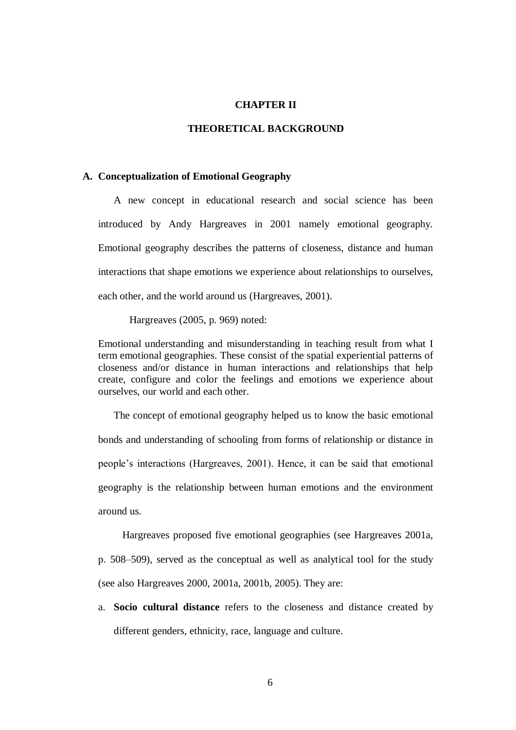# CHAPTER II

# THEORETICAL BACKGROUND

## A. Conceptualization of Emotional Geography

A new concept in educational research and social science has been introduced by Andy Hargreaves in 2001 namely emotional geography. Emotional geography describes the patterns of closeness, distance and human interactions that shape emotions we experience about relationships to ourselves, each other, and the world around us (Hargreaves, 2001).

Hargreaves (2005, p. 969) noted:

> Emotional understanding and misunderstanding in teaching result from what I term emotional geographies. These consist of the spatial experiential patterns of closeness and/or distance in human interactions and relationships that help create, configure and color the feelings and emotions we experience about ourselves, our world and each other.

The concept of emotional geography helped us to know the basic emotional bonds and understanding of schooling from forms of relationship or distance in people's interactions (Hargreaves, 2001). Hence, it can be said that emotional geography is the relationship between human emotions and the environment around us.

Hargreaves proposed five emotional geographies (see Hargreaves 2001a, p. 508–509), served as the conceptual as well as analytical tool for the study (see also Hargreaves 2000, 2001a, 2001b, 2005). They are:

a. **Socio cultural distance** refers to the closeness and distance created by different genders, ethnicity, race, language and culture.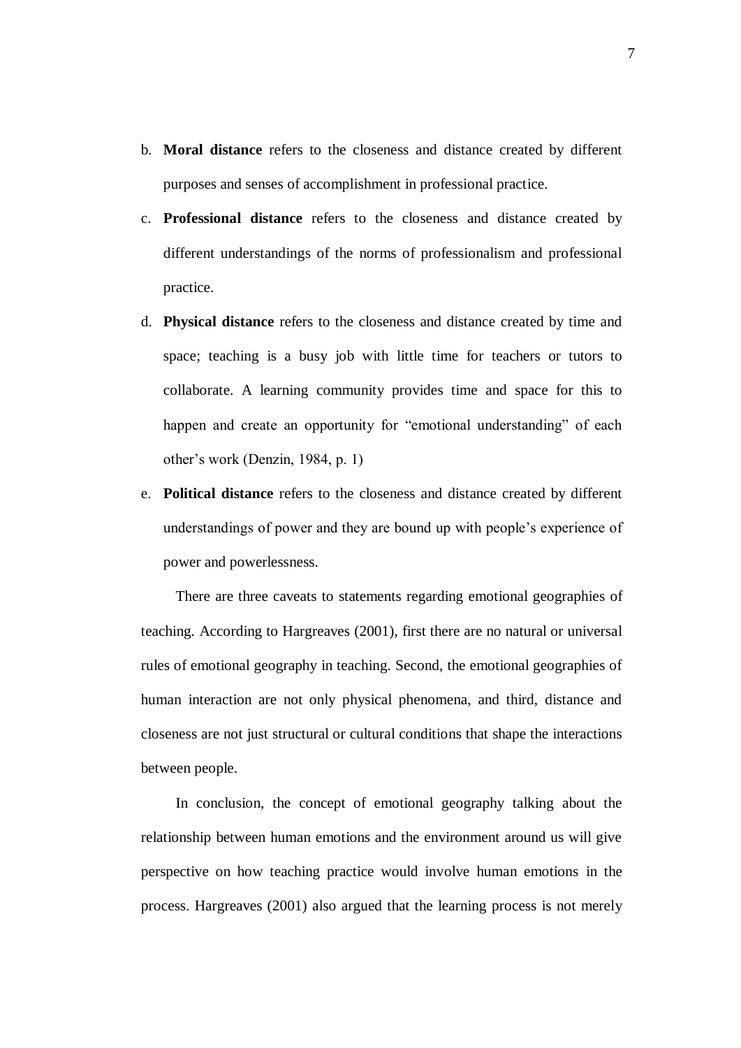b. **Moral distance** refers to the closeness and distance created by different purposes and senses of accomplishment in professional practice.
c. **Professional distance** refers to the closeness and distance created by different understandings of the norms of professionalism and professional practice.
d. **Physical distance** refers to the closeness and distance created by time and space; teaching is a busy job with little time for teachers or tutors to collaborate. A learning community provides time and space for this to happen and create an opportunity for "emotional understanding" of each other's work (Denzin, 1984, p. 1)
e. **Political distance** refers to the closeness and distance created by different understandings of power and they are bound up with people's experience of power and powerlessness.

There are three caveats to statements regarding emotional geographies of teaching. According to Hargreaves (2001), first there are no natural or universal rules of emotional geography in teaching. Second, the emotional geographies of human interaction are not only physical phenomena, and third, distance and closeness are not just structural or cultural conditions that shape the interactions between people.

In conclusion, the concept of emotional geography talking about the relationship between human emotions and the environment around us will give perspective on how teaching practice would involve human emotions in the process. Hargreaves (2001) also argued that the learning process is not merely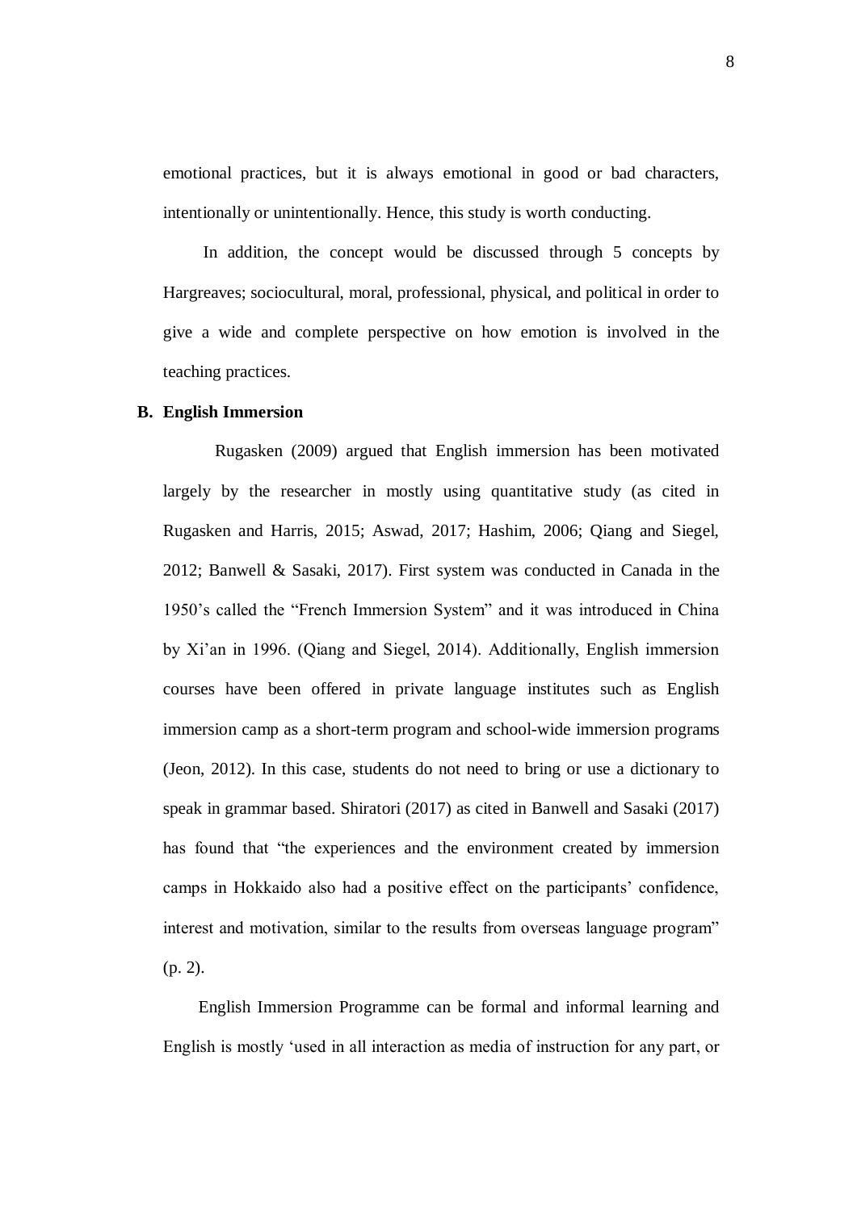emotional practices, but it is always emotional in good or bad characters, intentionally or unintentionally. Hence, this study is worth conducting.

In addition, the concept would be discussed through 5 concepts by Hargreaves; sociocultural, moral, professional, physical, and political in order to give a wide and complete perspective on how emotion is involved in the teaching practices.

## B. English Immersion

Rugasken (2009) argued that English immersion has been motivated largely by the researcher in mostly using quantitative study (as cited in Rugasken and Harris, 2015; Aswad, 2017; Hashim, 2006; Qiang and Siegel, 2012; Banwell & Sasaki, 2017). First system was conducted in Canada in the 1950's called the "French Immersion System" and it was introduced in China by Xi'an in 1996. (Qiang and Siegel, 2014). Additionally, English immersion courses have been offered in private language institutes such as English immersion camp as a short-term program and school-wide immersion programs (Jeon, 2012). In this case, students do not need to bring or use a dictionary to speak in grammar based. Shiratori (2017) as cited in Banwell and Sasaki (2017) has found that "the experiences and the environment created by immersion camps in Hokkaido also had a positive effect on the participants' confidence, interest and motivation, similar to the results from overseas language program" (p. 2).

English Immersion Programme can be formal and informal learning and English is mostly 'used in all interaction as media of instruction for any part, or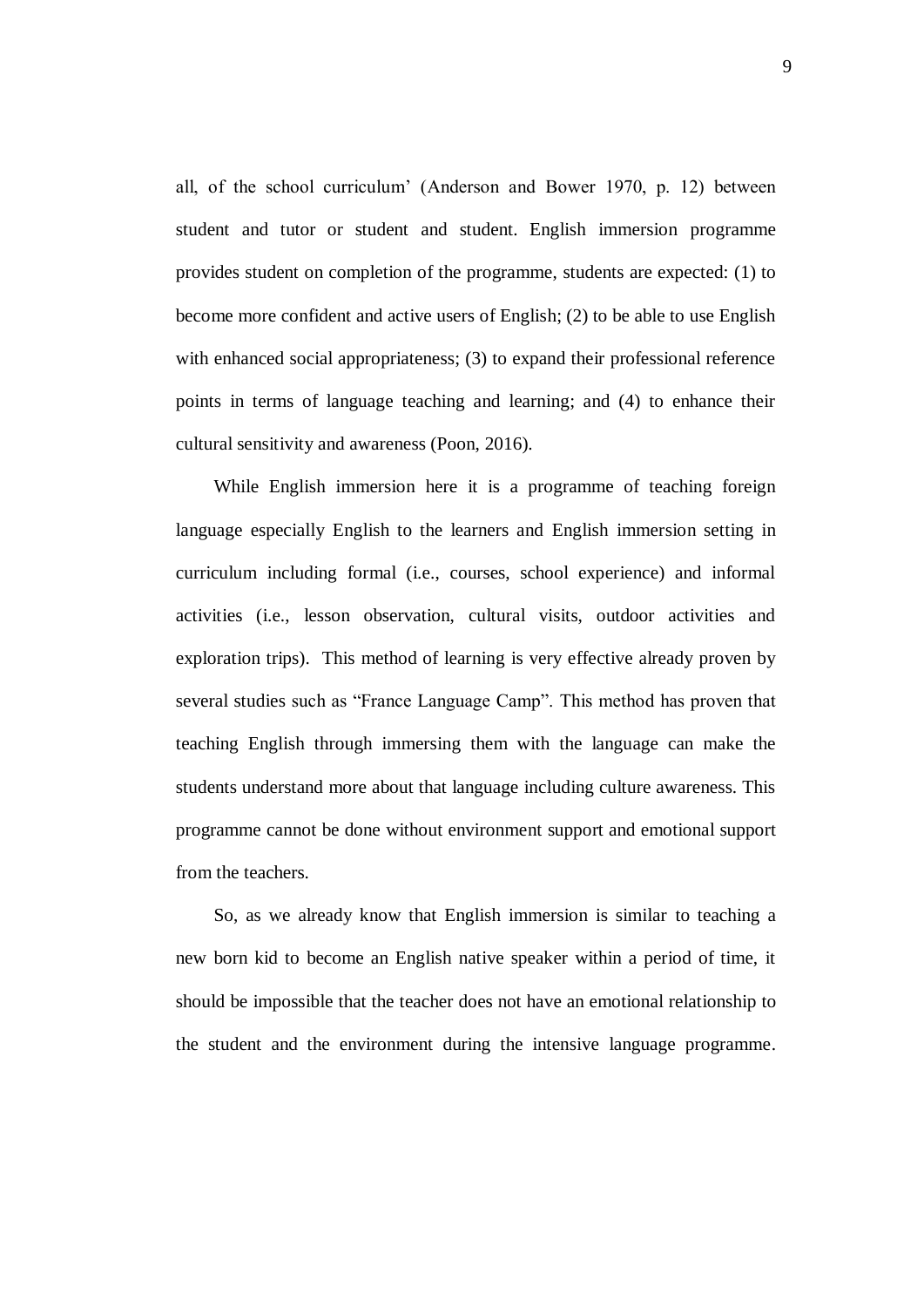all, of the school curriculum' (Anderson and Bower 1970, p. 12) between student and tutor or student and student. English immersion programme provides student on completion of the programme, students are expected: (1) to become more confident and active users of English; (2) to be able to use English with enhanced social appropriateness; (3) to expand their professional reference points in terms of language teaching and learning; and (4) to enhance their cultural sensitivity and awareness (Poon, 2016).

While English immersion here it is a programme of teaching foreign language especially English to the learners and English immersion setting in curriculum including formal (i.e., courses, school experience) and informal activities (i.e., lesson observation, cultural visits, outdoor activities and exploration trips). This method of learning is very effective already proven by several studies such as "France Language Camp". This method has proven that teaching English through immersing them with the language can make the students understand more about that language including culture awareness. This programme cannot be done without environment support and emotional support from the teachers.

So, as we already know that English immersion is similar to teaching a new born kid to become an English native speaker within a period of time, it should be impossible that the teacher does not have an emotional relationship to the student and the environment during the intensive language programme.